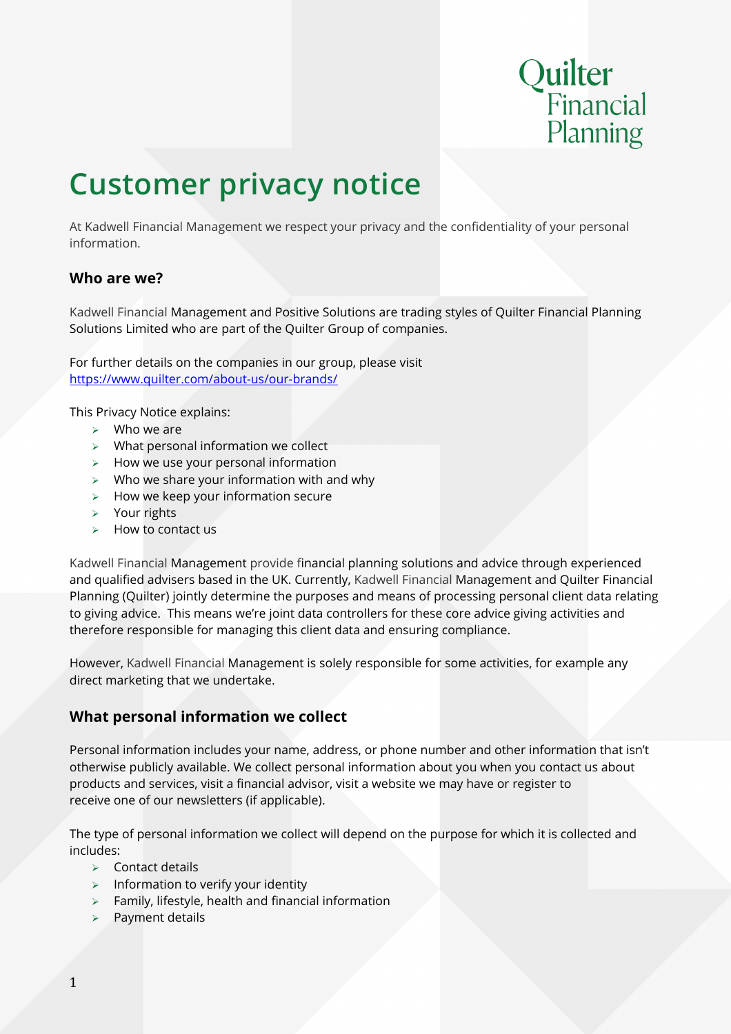# Customer privacy notice

At Kadwell Financial Management we respect your privacy and the confidentiality of your personal information.

### Who are we?

Kadwell Financial Management and Positive Solutions are trading styles of Quilter Financial Planning Solutions Limited who are part of the Quilter Group of companies.

For further details on the companies in our group, please visit https://www.quilter.com/about-us/our-brands/

This Privacy Notice explains:

- Who we are
- What personal information we collect
- How we use your personal information
- Who we share your information with and why
- How we keep your information secure
- Your rights
- How to contact us

Kadwell Financial Management provide financial planning solutions and advice through experienced and qualified advisers based in the UK. Currently, Kadwell Financial Management and Quilter Financial Planning (Quilter) jointly determine the purposes and means of processing personal client data relating to giving advice. This means we're joint data controllers for these core advice giving activities and therefore responsible for managing this client data and ensuring compliance.

However, Kadwell Financial Management is solely responsible for some activities, for example any direct marketing that we undertake.

### What personal information we collect

Personal information includes your name, address, or phone number and other information that isn't otherwise publicly available. We collect personal information about you when you contact us about products and services, visit a financial advisor, visit a website we may have or register to receive one of our newsletters (if applicable).

The type of personal information we collect will depend on the purpose for which it is collected and includes:

- Contact details
- Information to verify your identity
- Family, lifestyle, health and financial information
- Payment details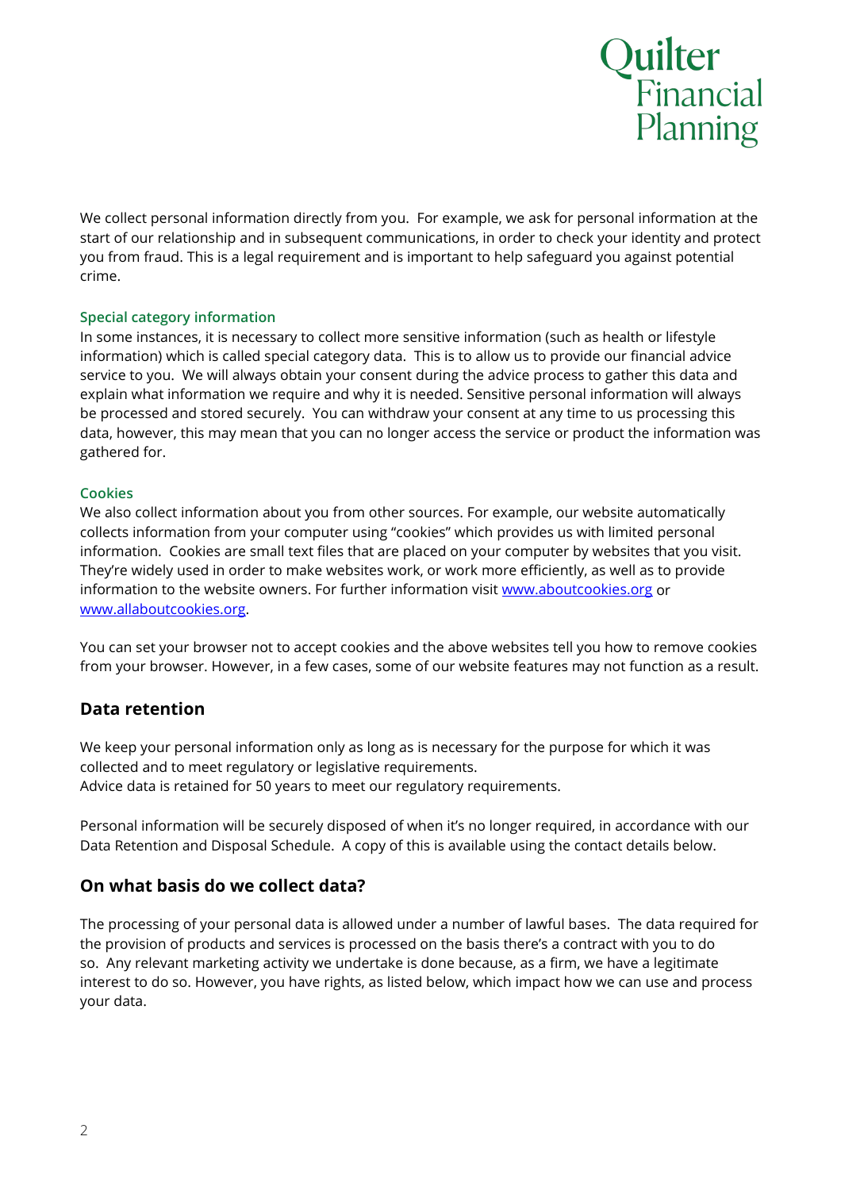We collect personal information directly from you. For example, we ask for personal information at the start of our relationship and in subsequent communications, in order to check your identity and protect you from fraud. This is a legal requirement and is important to help safeguard you against potential crime.

### Special category information

In some instances, it is necessary to collect more sensitive information (such as health or lifestyle information) which is called special category data. This is to allow us to provide our financial advice service to you. We will always obtain your consent during the advice process to gather this data and explain what information we require and why it is needed. Sensitive personal information will always be processed and stored securely. You can withdraw your consent at any time to us processing this data, however, this may mean that you can no longer access the service or product the information was gathered for.

### Cookies

We also collect information about you from other sources. For example, our website automatically collects information from your computer using "cookies" which provides us with limited personal information. Cookies are small text files that are placed on your computer by websites that you visit. They're widely used in order to make websites work, or work more efficiently, as well as to provide information to the website owners. For further information visit www.aboutcookies.org or www.allaboutcookies.org.

You can set your browser not to accept cookies and the above websites tell you how to remove cookies from your browser. However, in a few cases, some of our website features may not function as a result.

## Data retention

We keep your personal information only as long as is necessary for the purpose for which it was collected and to meet regulatory or legislative requirements.
Advice data is retained for 50 years to meet our regulatory requirements.

Personal information will be securely disposed of when it's no longer required, in accordance with our Data Retention and Disposal Schedule. A copy of this is available using the contact details below.

## On what basis do we collect data?

The processing of your personal data is allowed under a number of lawful bases. The data required for the provision of products and services is processed on the basis there's a contract with you to do so. Any relevant marketing activity we undertake is done because, as a firm, we have a legitimate interest to do so. However, you have rights, as listed below, which impact how we can use and process your data.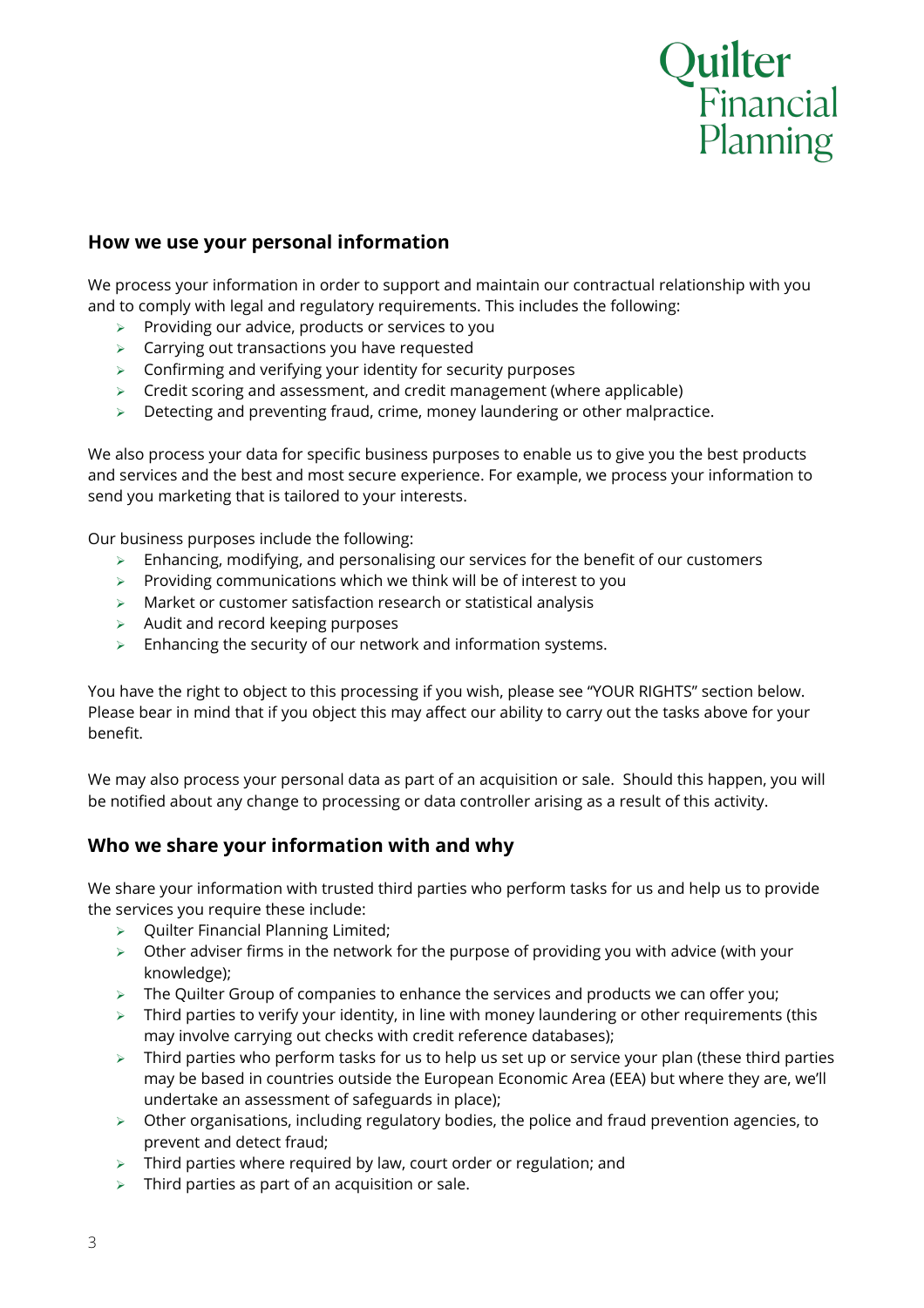## How we use your personal information

We process your information in order to support and maintain our contractual relationship with you and to comply with legal and regulatory requirements. This includes the following:

- Providing our advice, products or services to you
- Carrying out transactions you have requested
- Confirming and verifying your identity for security purposes
- Credit scoring and assessment, and credit management (where applicable)
- Detecting and preventing fraud, crime, money laundering or other malpractice.

We also process your data for specific business purposes to enable us to give you the best products and services and the best and most secure experience. For example, we process your information to send you marketing that is tailored to your interests.

Our business purposes include the following:

- Enhancing, modifying, and personalising our services for the benefit of our customers
- Providing communications which we think will be of interest to you
- Market or customer satisfaction research or statistical analysis
- Audit and record keeping purposes
- Enhancing the security of our network and information systems.

You have the right to object to this processing if you wish, please see "YOUR RIGHTS" section below. Please bear in mind that if you object this may affect our ability to carry out the tasks above for your benefit.

We may also process your personal data as part of an acquisition or sale. Should this happen, you will be notified about any change to processing or data controller arising as a result of this activity.

## Who we share your information with and why

We share your information with trusted third parties who perform tasks for us and help us to provide the services you require these include:

- Quilter Financial Planning Limited;
- Other adviser firms in the network for the purpose of providing you with advice (with your knowledge);
- The Quilter Group of companies to enhance the services and products we can offer you;
- Third parties to verify your identity, in line with money laundering or other requirements (this may involve carrying out checks with credit reference databases);
- Third parties who perform tasks for us to help us set up or service your plan (these third parties may be based in countries outside the European Economic Area (EEA) but where they are, we'll undertake an assessment of safeguards in place);
- Other organisations, including regulatory bodies, the police and fraud prevention agencies, to prevent and detect fraud;
- Third parties where required by law, court order or regulation; and
- Third parties as part of an acquisition or sale.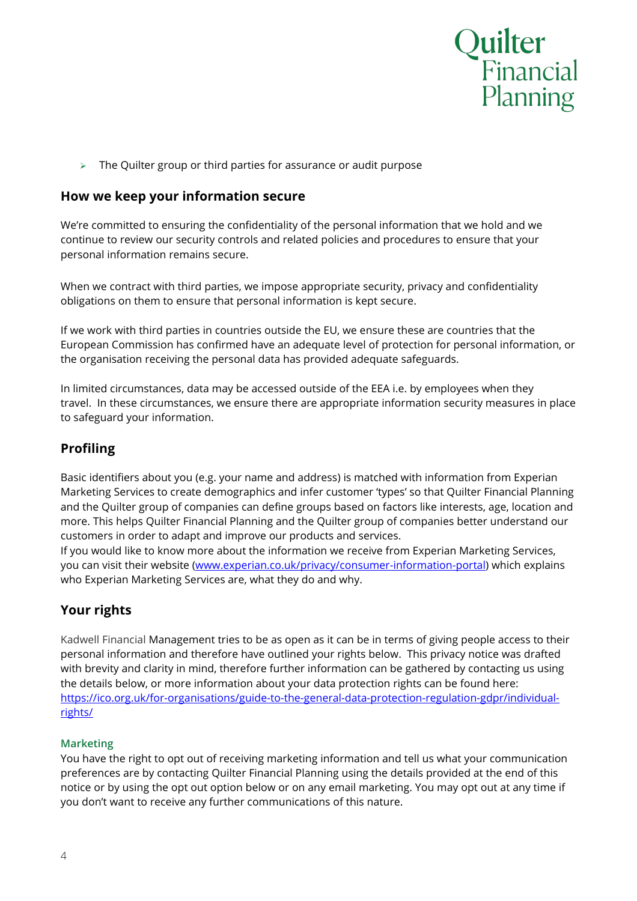- The Quilter group or third parties for assurance or audit purpose

## How we keep your information secure

We're committed to ensuring the confidentiality of the personal information that we hold and we continue to review our security controls and related policies and procedures to ensure that your personal information remains secure.

When we contract with third parties, we impose appropriate security, privacy and confidentiality obligations on them to ensure that personal information is kept secure.

If we work with third parties in countries outside the EU, we ensure these are countries that the European Commission has confirmed have an adequate level of protection for personal information, or the organisation receiving the personal data has provided adequate safeguards.

In limited circumstances, data may be accessed outside of the EEA i.e. by employees when they travel. In these circumstances, we ensure there are appropriate information security measures in place to safeguard your information.

## Profiling

Basic identifiers about you (e.g. your name and address) is matched with information from Experian Marketing Services to create demographics and infer customer 'types' so that Quilter Financial Planning and the Quilter group of companies can define groups based on factors like interests, age, location and more. This helps Quilter Financial Planning and the Quilter group of companies better understand our customers in order to adapt and improve our products and services.
If you would like to know more about the information we receive from Experian Marketing Services, you can visit their website ([www.experian.co.uk/privacy/consumer-information-portal](www.experian.co.uk/privacy/consumer-information-portal)) which explains who Experian Marketing Services are, what they do and why.

## Your rights

Kadwell Financial Management tries to be as open as it can be in terms of giving people access to their personal information and therefore have outlined your rights below. This privacy notice was drafted with brevity and clarity in mind, therefore further information can be gathered by contacting us using the details below, or more information about your data protection rights can be found here: [https://ico.org.uk/for-organisations/guide-to-the-general-data-protection-regulation-gdpr/individual-rights/](https://ico.org.uk/for-organisations/guide-to-the-general-data-protection-regulation-gdpr/individual-rights/)

### Marketing

You have the right to opt out of receiving marketing information and tell us what your communication preferences are by contacting Quilter Financial Planning using the details provided at the end of this notice or by using the opt out option below or on any email marketing. You may opt out at any time if you don't want to receive any further communications of this nature.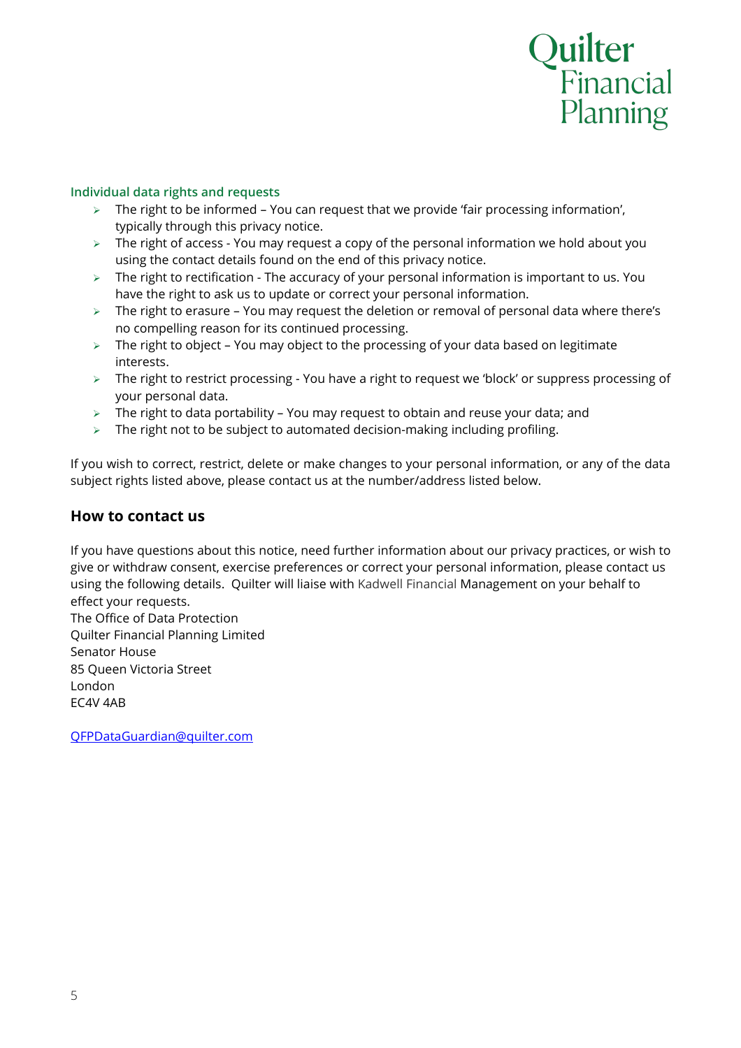### Individual data rights and requests

- The right to be informed – You can request that we provide 'fair processing information', typically through this privacy notice.
- The right of access - You may request a copy of the personal information we hold about you using the contact details found on the end of this privacy notice.
- The right to rectification - The accuracy of your personal information is important to us. You have the right to ask us to update or correct your personal information.
- The right to erasure – You may request the deletion or removal of personal data where there's no compelling reason for its continued processing.
- The right to object – You may object to the processing of your data based on legitimate interests.
- The right to restrict processing - You have a right to request we 'block' or suppress processing of your personal data.
- The right to data portability – You may request to obtain and reuse your data; and
- The right not to be subject to automated decision-making including profiling.

If you wish to correct, restrict, delete or make changes to your personal information, or any of the data subject rights listed above, please contact us at the number/address listed below.

## How to contact us

If you have questions about this notice, need further information about our privacy practices, or wish to give or withdraw consent, exercise preferences or correct your personal information, please contact us using the following details. Quilter will liaise with Kadwell Financial Management on your behalf to effect your requests.

The Office of Data Protection
Quilter Financial Planning Limited
Senator House
85 Queen Victoria Street
London
EC4V 4AB

QFPDataGuardian@quilter.com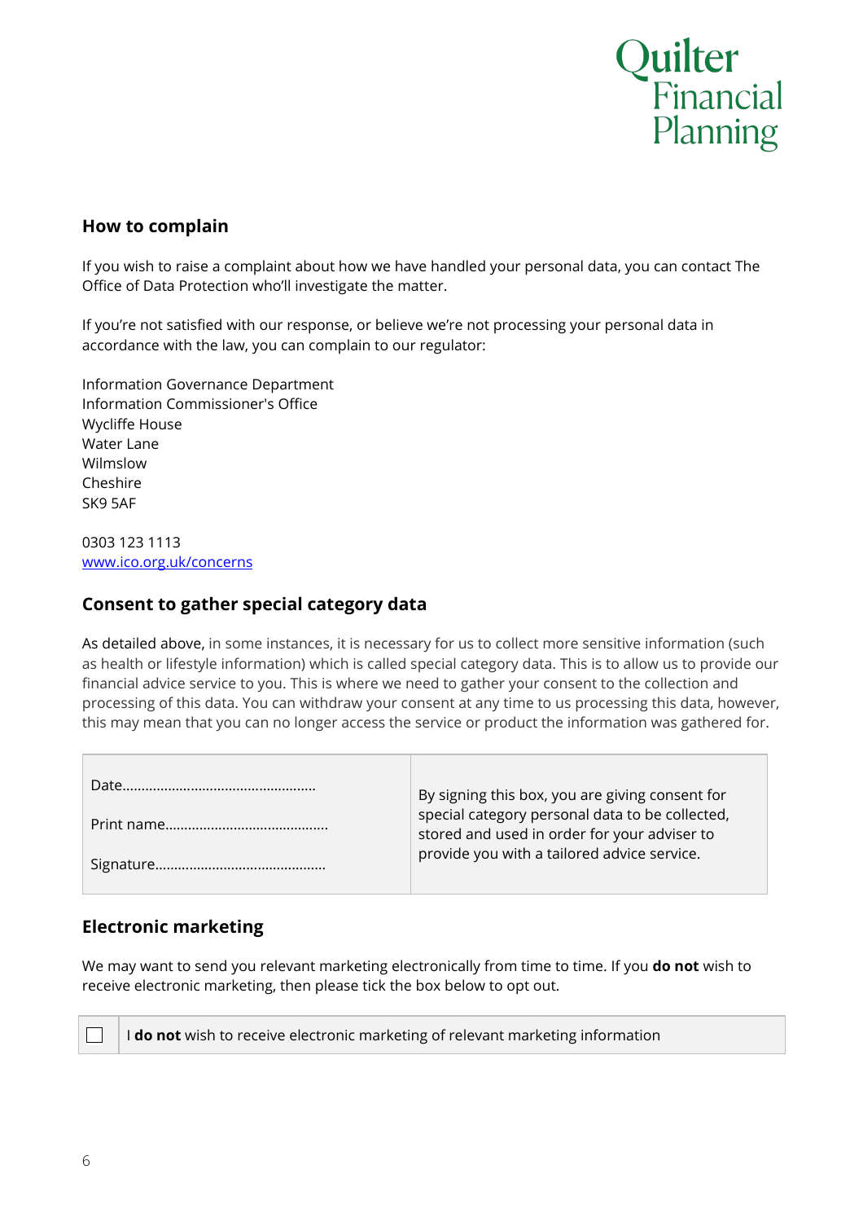Quilter Financial Planning

## How to complain

If you wish to raise a complaint about how we have handled your personal data, you can contact The Office of Data Protection who'll investigate the matter.

If you're not satisfied with our response, or believe we're not processing your personal data in accordance with the law, you can complain to our regulator:

Information Governance Department
Information Commissioner's Office
Wycliffe House
Water Lane
Wilmslow
Cheshire
SK9 5AF

0303 123 1113
[www.ico.org.uk/concerns](www.ico.org.uk/concerns)

## Consent to gather special category data

As detailed above, in some instances, it is necessary for us to collect more sensitive information (such as health or lifestyle information) which is called special category data. This is to allow us to provide our financial advice service to you. This is where we need to gather your consent to the collection and processing of this data. You can withdraw your consent at any time to us processing this data, however, this may mean that you can no longer access the service or product the information was gathered for.

| | |
|---|---|
| Date……………………………………………<br><br>Print name……………………………………<br><br>Signature……………………………………… | By signing this box, you are giving consent for special category personal data to be collected, stored and used in order for your adviser to provide you with a tailored advice service. |

## Electronic marketing

We may want to send you relevant marketing electronically from time to time. If you **do not** wish to receive electronic marketing, then please tick the box below to opt out.

| | |
|---|---|
| ☐ | I **do not** wish to receive electronic marketing of relevant marketing information |